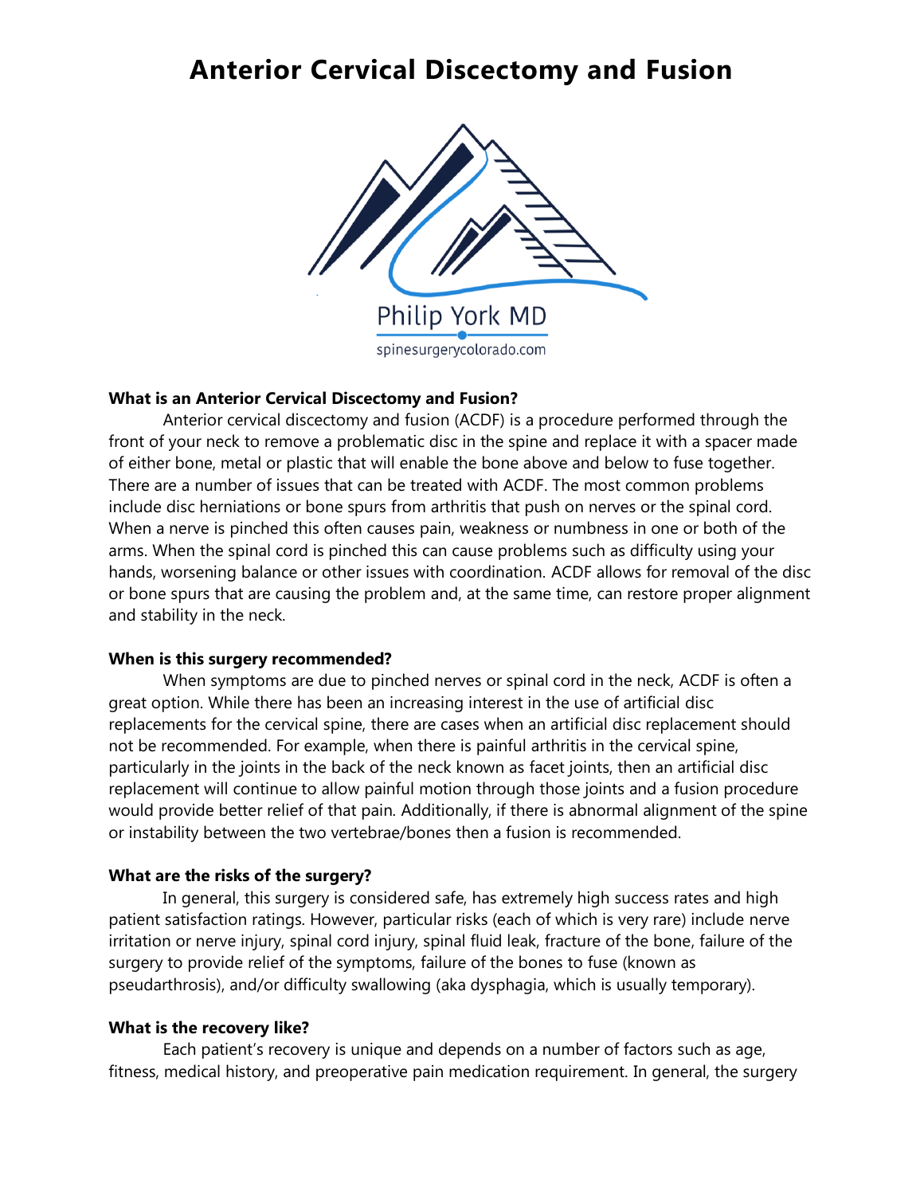# Anterior Cervical Discectomy and Fusion

Philip York MD

spinesurgerycolorado.com

**What is an Anterior Cervical Discectomy and Fusion?**

Anterior cervical discectomy and fusion (ACDF) is a procedure performed through the front of your neck to remove a problematic disc in the spine and replace it with a spacer made of either bone, metal or plastic that will enable the bone above and below to fuse together. There are a number of issues that can be treated with ACDF. The most common problems include disc herniations or bone spurs from arthritis that push on nerves or the spinal cord. When a nerve is pinched this often causes pain, weakness or numbness in one or both of the arms. When the spinal cord is pinched this can cause problems such as difficulty using your hands, worsening balance or other issues with coordination. ACDF allows for removal of the disc or bone spurs that are causing the problem and, at the same time, can restore proper alignment and stability in the neck.

**When is this surgery recommended?**

When symptoms are due to pinched nerves or spinal cord in the neck, ACDF is often a great option. While there has been an increasing interest in the use of artificial disc replacements for the cervical spine, there are cases when an artificial disc replacement should not be recommended. For example, when there is painful arthritis in the cervical spine, particularly in the joints in the back of the neck known as facet joints, then an artificial disc replacement will continue to allow painful motion through those joints and a fusion procedure would provide better relief of that pain. Additionally, if there is abnormal alignment of the spine or instability between the two vertebrae/bones then a fusion is recommended.

**What are the risks of the surgery?**

In general, this surgery is considered safe, has extremely high success rates and high patient satisfaction ratings. However, particular risks (each of which is very rare) include nerve irritation or nerve injury, spinal cord injury, spinal fluid leak, fracture of the bone, failure of the surgery to provide relief of the symptoms, failure of the bones to fuse (known as pseudarthrosis), and/or difficulty swallowing (aka dysphagia, which is usually temporary).

**What is the recovery like?**

Each patient's recovery is unique and depends on a number of factors such as age, fitness, medical history, and preoperative pain medication requirement. In general, the surgery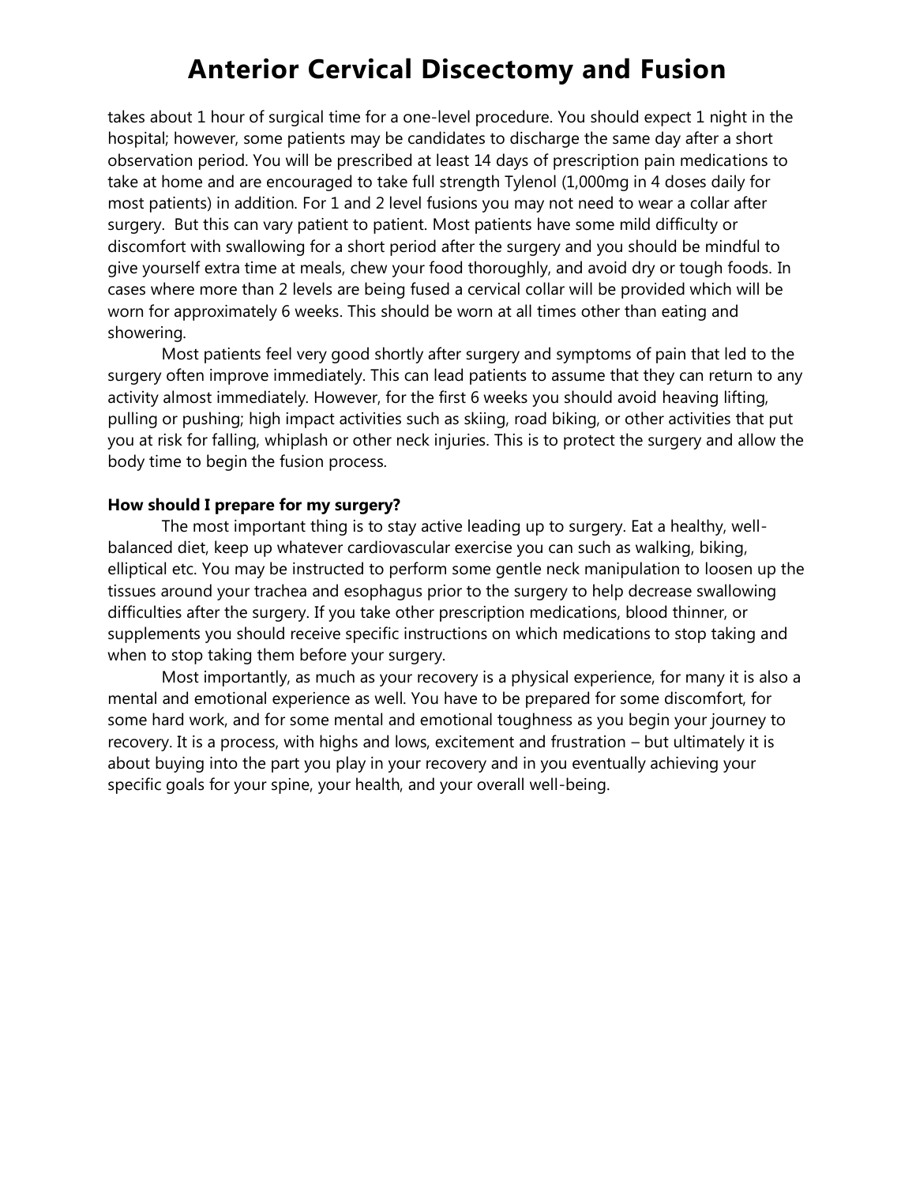# Anterior Cervical Discectomy and Fusion

takes about 1 hour of surgical time for a one-level procedure. You should expect 1 night in the hospital; however, some patients may be candidates to discharge the same day after a short observation period. You will be prescribed at least 14 days of prescription pain medications to take at home and are encouraged to take full strength Tylenol (1,000mg in 4 doses daily for most patients) in addition. For 1 and 2 level fusions you may not need to wear a collar after surgery. But this can vary patient to patient. Most patients have some mild difficulty or discomfort with swallowing for a short period after the surgery and you should be mindful to give yourself extra time at meals, chew your food thoroughly, and avoid dry or tough foods. In cases where more than 2 levels are being fused a cervical collar will be provided which will be worn for approximately 6 weeks. This should be worn at all times other than eating and showering.

Most patients feel very good shortly after surgery and symptoms of pain that led to the surgery often improve immediately. This can lead patients to assume that they can return to any activity almost immediately. However, for the first 6 weeks you should avoid heaving lifting, pulling or pushing; high impact activities such as skiing, road biking, or other activities that put you at risk for falling, whiplash or other neck injuries. This is to protect the surgery and allow the body time to begin the fusion process.

**How should I prepare for my surgery?**

The most important thing is to stay active leading up to surgery. Eat a healthy, well-balanced diet, keep up whatever cardiovascular exercise you can such as walking, biking, elliptical etc. You may be instructed to perform some gentle neck manipulation to loosen up the tissues around your trachea and esophagus prior to the surgery to help decrease swallowing difficulties after the surgery. If you take other prescription medications, blood thinner, or supplements you should receive specific instructions on which medications to stop taking and when to stop taking them before your surgery.

Most importantly, as much as your recovery is a physical experience, for many it is also a mental and emotional experience as well. You have to be prepared for some discomfort, for some hard work, and for some mental and emotional toughness as you begin your journey to recovery. It is a process, with highs and lows, excitement and frustration – but ultimately it is about buying into the part you play in your recovery and in you eventually achieving your specific goals for your spine, your health, and your overall well-being.